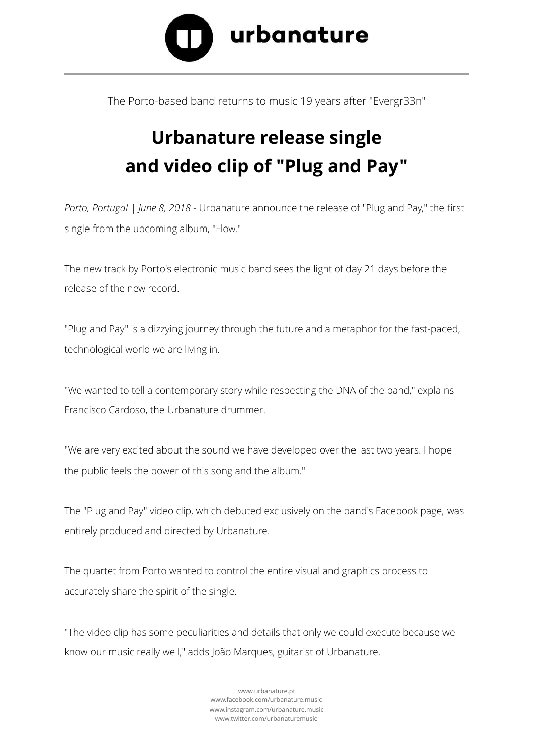urbanature

The Porto-based band returns to music 19 years after "Evergr33n"

# Urbanature release single and video clip of "Plug and Pay"

*Porto, Portugal | June 8, 2018* - Urbanature announce the release of "Plug and Pay," the first single from the upcoming album, "Flow."

The new track by Porto's electronic music band sees the light of day 21 days before the release of the new record.

"Plug and Pay" is a dizzying journey through the future and a metaphor for the fast-paced, technological world we are living in.

"We wanted to tell a contemporary story while respecting the DNA of the band," explains Francisco Cardoso, the Urbanature drummer.

"We are very excited about the sound we have developed over the last two years. I hope the public feels the power of this song and the album."

The "Plug and Pay" video clip, which debuted exclusively on the band's Facebook page, was entirely produced and directed by Urbanature.

The quartet from Porto wanted to control the entire visual and graphics process to accurately share the spirit of the single.

"The video clip has some peculiarities and details that only we could execute because we know our music really well," adds João Marques, guitarist of Urbanature.

www.urbanature.pt
www.facebook.com/urbanature.music
www.instagram.com/urbanature.music
www.twitter.com/urbanaturemusic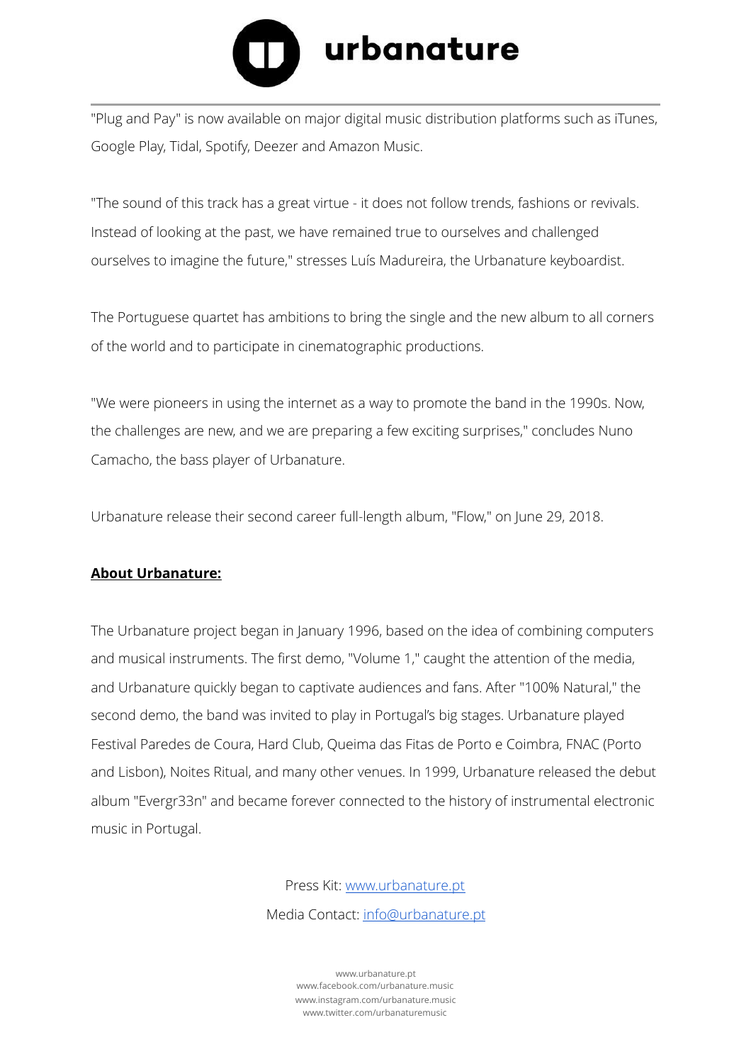"Plug and Pay" is now available on major digital music distribution platforms such as iTunes, Google Play, Tidal, Spotify, Deezer and Amazon Music.

"The sound of this track has a great virtue - it does not follow trends, fashions or revivals. Instead of looking at the past, we have remained true to ourselves and challenged ourselves to imagine the future," stresses Luís Madureira, the Urbanature keyboardist.

The Portuguese quartet has ambitions to bring the single and the new album to all corners of the world and to participate in cinematographic productions.

"We were pioneers in using the internet as a way to promote the band in the 1990s. Now, the challenges are new, and we are preparing a few exciting surprises," concludes Nuno Camacho, the bass player of Urbanature.

Urbanature release their second career full-length album, "Flow," on June 29, 2018.

**About Urbanature:**

The Urbanature project began in January 1996, based on the idea of combining computers and musical instruments. The first demo, "Volume 1," caught the attention of the media, and Urbanature quickly began to captivate audiences and fans. After "100% Natural," the second demo, the band was invited to play in Portugal's big stages. Urbanature played Festival Paredes de Coura, Hard Club, Queima das Fitas de Porto e Coimbra, FNAC (Porto and Lisbon), Noites Ritual, and many other venues. In 1999, Urbanature released the debut album "Evergr33n" and became forever connected to the history of instrumental electronic music in Portugal.

Press Kit: [www.urbanature.pt](www.urbanature.pt)

Media Contact: [info@urbanature.pt](mailto:info@urbanature.pt)

www.urbanature.pt
www.facebook.com/urbanature.music
www.instagram.com/urbanature.music
www.twitter.com/urbanaturemusic